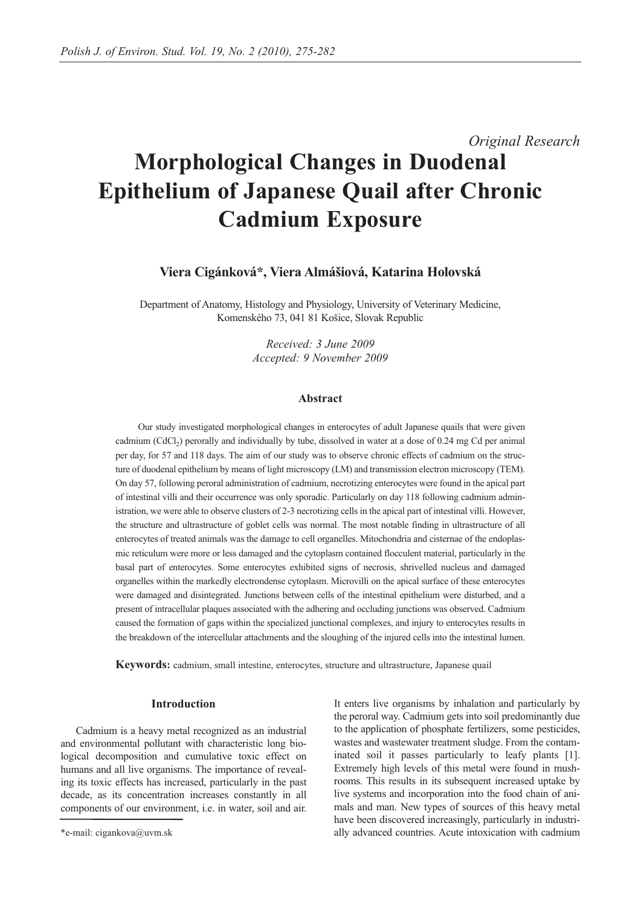*Original Research*

# Morphological Changes in Duodenal Epithelium of Japanese Quail after Chronic Cadmium Exposure

**Viera Cigánková*, Viera Almášiová, Katarina Holovská**

Department of Anatomy, Histology and Physiology, University of Veterinary Medicine, Komenského 73, 041 81 Košice, Slovak Republic

*Received: 3 June 2009*
*Accepted: 9 November 2009*

### Abstract

Our study investigated morphological changes in enterocytes of adult Japanese quails that were given cadmium ($CdCl_2$) perorally and individually by tube, dissolved in water at a dose of 0.24 mg Cd per animal per day, for 57 and 118 days. The aim of our study was to observe chronic effects of cadmium on the structure of duodenal epithelium by means of light microscopy (LM) and transmission electron microscopy (TEM). On day 57, following peroral administration of cadmium, necrotizing enterocytes were found in the apical part of intestinal villi and their occurrence was only sporadic. Particularly on day 118 following cadmium administration, we were able to observe clusters of 2-3 necrotizing cells in the apical part of intestinal villi. However, the structure and ultrastructure of goblet cells was normal. The most notable finding in ultrastructure of all enterocytes of treated animals was the damage to cell organelles. Mitochondria and cisternae of the endoplasmic reticulum were more or less damaged and the cytoplasm contained flocculent material, particularly in the basal part of enterocytes. Some enterocytes exhibited signs of necrosis, shrivelled nucleus and damaged organelles within the markedly electrondense cytoplasm. Microvilli on the apical surface of these enterocytes were damaged and disintegrated. Junctions between cells of the intestinal epithelium were disturbed, and a present of intracellular plaques associated with the adhering and occluding junctions was observed. Cadmium caused the formation of gaps within the specialized junctional complexes, and injury to enterocytes results in the breakdown of the intercellular attachments and the sloughing of the injured cells into the intestinal lumen.

**Keywords:** cadmium, small intestine, enterocytes, structure and ultrastructure, Japanese quail

### Introduction

Cadmium is a heavy metal recognized as an industrial and environmental pollutant with characteristic long biological decomposition and cumulative toxic effect on humans and all live organisms. The importance of revealing its toxic effects has increased, particularly in the past decade, as its concentration increases constantly in all components of our environment, i.e. in water, soil and air. It enters live organisms by inhalation and particularly by the peroral way. Cadmium gets into soil predominantly due to the application of phosphate fertilizers, some pesticides, wastes and wastewater treatment sludge. From the contaminated soil it passes particularly to leafy plants [1]. Extremely high levels of this metal were found in mushrooms. This results in its subsequent increased uptake by live systems and incorporation into the food chain of animals and man. New types of sources of this heavy metal have been discovered increasingly, particularly in industrially advanced countries. Acute intoxication with cadmium

*e-mail: cigankova@uvm.sk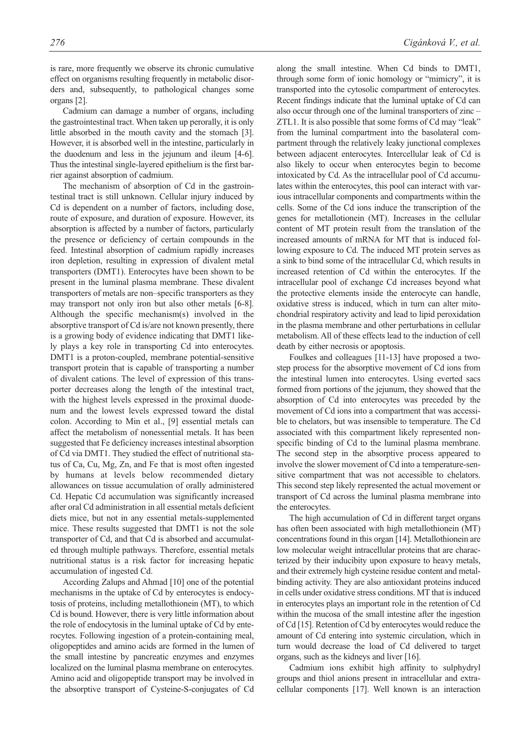is rare, more frequently we observe its chronic cumulative effect on organisms resulting frequently in metabolic disorders and, subsequently, to pathological changes some organs [2].

Cadmium can damage a number of organs, including the gastrointestinal tract. When taken up perorally, it is only little absorbed in the mouth cavity and the stomach [3]. However, it is absorbed well in the intestine, particularly in the duodenum and less in the jejunum and ileum [4-6]. Thus the intestinal single-layered epithelium is the first barrier against absorption of cadmium.

The mechanism of absorption of Cd in the gastrointestinal tract is still unknown. Cellular injury induced by Cd is dependent on a number of factors, including dose, route of exposure, and duration of exposure. However, its absorption is affected by a number of factors, particularly the presence or deficiency of certain compounds in the feed. Intestinal absorption of cadmium rapidly increases iron depletion, resulting in expression of divalent metal transporters (DMT1). Enterocytes have been shown to be present in the luminal plasma membrane. These divalent transporters of metals are non–specific transporters as they may transport not only iron but also other metals [6-8]. Although the specific mechanism(s) involved in the absorptive transport of Cd is/are not known presently, there is a growing body of evidence indicating that DMT1 likely plays a key role in transporting Cd into enterocytes. DMT1 is a proton-coupled, membrane potential-sensitive transport protein that is capable of transporting a number of divalent cations. The level of expression of this transporter decreases along the length of the intestinal tract, with the highest levels expressed in the proximal duodenum and the lowest levels expressed toward the distal colon. According to Min et al., [9] essential metals can affect the metabolism of nonessential metals. It has been suggested that Fe deficiency increases intestinal absorption of Cd via DMT1. They studied the effect of nutritional status of Ca, Cu, Mg, Zn, and Fe that is most often ingested by humans at levels below recommended dietary allowances on tissue accumulation of orally administered Cd. Hepatic Cd accumulation was significantly increased after oral Cd administration in all essential metals deficient diets mice, but not in any essential metals-supplemented mice. These results suggested that DMT1 is not the sole transporter of Cd, and that Cd is absorbed and accumulated through multiple pathways. Therefore, essential metals nutritional status is a risk factor for increasing hepatic accumulation of ingested Cd.

According Zalups and Ahmad [10] one of the potential mechanisms in the uptake of Cd by enterocytes is endocytosis of proteins, including metallothionein (MT), to which Cd is bound. However, there is very little information about the role of endocytosis in the luminal uptake of Cd by enterocytes. Following ingestion of a protein-containing meal, oligopeptides and amino acids are formed in the lumen of the small intestine by pancreatic enzymes and enzymes localized on the luminal plasma membrane on enterocytes. Amino acid and oligopeptide transport may be involved in the absorptive transport of Cysteine-S-conjugates of Cd along the small intestine. When Cd binds to DMT1, through some form of ionic homology or "mimicry", it is transported into the cytosolic compartment of enterocytes. Recent findings indicate that the luminal uptake of Cd can also occur through one of the luminal transporters of zinc – ZTL1. It is also possible that some forms of Cd may "leak" from the luminal compartment into the basolateral compartment through the relatively leaky junctional complexes between adjacent enterocytes. Intercellular leak of Cd is also likely to occur when enterocytes begin to become intoxicated by Cd. As the intracellular pool of Cd accumulates within the enterocytes, this pool can interact with various intracellular components and compartments within the cells. Some of the Cd ions induce the transcription of the genes for metallotionein (MT). Increases in the cellular content of MT protein result from the translation of the increased amounts of mRNA for MT that is induced following exposure to Cd. The induced MT protein serves as a sink to bind some of the intracellular Cd, which results in increased retention of Cd within the enterocytes. If the intracellular pool of exchange Cd increases beyond what the protective elements inside the enterocyte can handle, oxidative stress is induced, which in turn can alter mitochondrial respiratory activity and lead to lipid peroxidation in the plasma membrane and other perturbations in cellular metabolism. All of these effects lead to the induction of cell death by either necrosis or apoptosis.

Foulkes and colleagues [11-13] have proposed a two-step process for the absorptive movement of Cd ions from the intestinal lumen into enterocytes. Using everted sacs formed from portions of the jejunum, they showed that the absorption of Cd into enterocytes was preceded by the movement of Cd ions into a compartment that was accessible to chelators, but was insensible to temperature. The Cd associated with this compartment likely represented non-specific binding of Cd to the luminal plasma membrane. The second step in the absorptive process appeared to involve the slower movement of Cd into a temperature-sensitive compartment that was not accessible to chelators. This second step likely represented the actual movement or transport of Cd across the luminal plasma membrane into the enterocytes.

The high accumulation of Cd in different target organs has often been associated with high metallothionein (MT) concentrations found in this organ [14]. Metallothionein are low molecular weight intracellular proteins that are characterized by their inducibity upon exposure to heavy metals, and their extremely high cysteine residue content and metal-binding activity. They are also antioxidant proteins induced in cells under oxidative stress conditions. MT that is induced in enterocytes plays an important role in the retention of Cd within the mucosa of the small intestine after the ingestion of Cd [15]. Retention of Cd by enterocytes would reduce the amount of Cd entering into systemic circulation, which in turn would decrease the load of Cd delivered to target organs, such as the kidneys and liver [16].

Cadmium ions exhibit high affinity to sulphydryl groups and thiol anions present in intracellular and extracellular components [17]. Well known is an interaction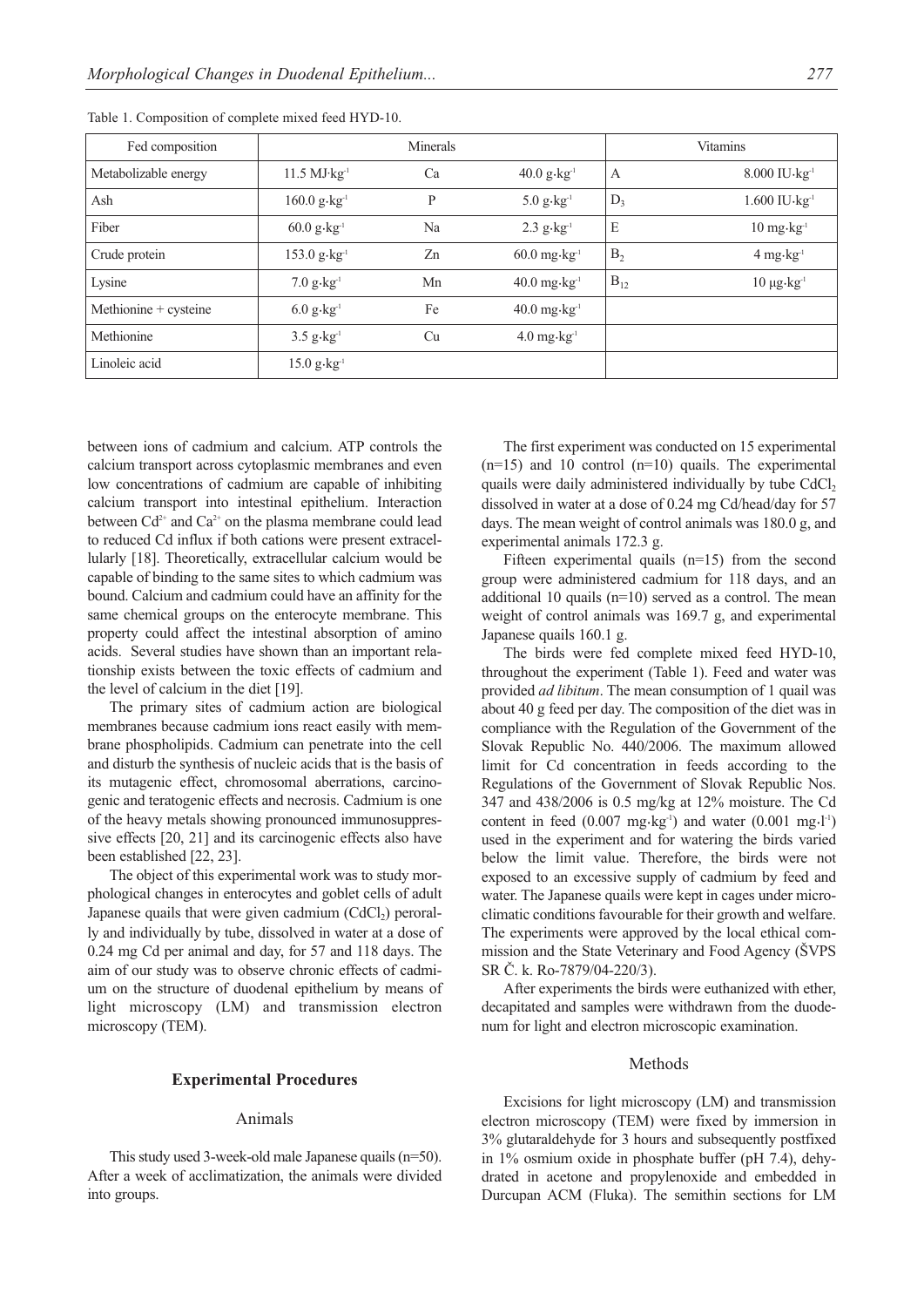Table 1. Composition of complete mixed feed HYD-10.

| Fed composition | | Minerals | | Vitamins | |
|---|---|---|---|---|---|
| Metabolizable energy | 11.5 MJ·kg$^{-1}$ | Ca | 40.0 g·kg$^{-1}$ | A | 8.000 IU·kg$^{-1}$ |
| Ash | 160.0 g·kg$^{-1}$ | P | 5.0 g·kg$^{-1}$ | $D_3$ | 1.600 IU·kg$^{-1}$ |
| Fiber | 60.0 g·kg$^{-1}$ | Na | 2.3 g·kg$^{-1}$ | E | 10 mg·kg$^{-1}$ |
| Crude protein | 153.0 g·kg$^{-1}$ | Zn | 60.0 mg·kg$^{-1}$ | $B_2$ | 4 mg·kg$^{-1}$ |
| Lysine | 7.0 g·kg$^{-1}$ | Mn | 40.0 mg·kg$^{-1}$ | $B_{12}$ | 10 µg·kg$^{-1}$ |
| Methionine + cysteine | 6.0 g·kg$^{-1}$ | Fe | 40.0 mg·kg$^{-1}$ | | |
| Methionine | 3.5 g·kg$^{-1}$ | Cu | 4.0 mg·kg$^{-1}$ | | |
| Linoleic acid | 15.0 g·kg$^{-1}$ | | | | |

between ions of cadmium and calcium. ATP controls the calcium transport across cytoplasmic membranes and even low concentrations of cadmium are capable of inhibiting calcium transport into intestinal epithelium. Interaction between $Cd^{2+}$ and $Ca^{2+}$ on the plasma membrane could lead to reduced Cd influx if both cations were present extracellularly [18]. Theoretically, extracellular calcium would be capable of binding to the same sites to which cadmium was bound. Calcium and cadmium could have an affinity for the same chemical groups on the enterocyte membrane. This property could affect the intestinal absorption of amino acids. Several studies have shown than an important relationship exists between the toxic effects of cadmium and the level of calcium in the diet [19].

The primary sites of cadmium action are biological membranes because cadmium ions react easily with membrane phospholipids. Cadmium can penetrate into the cell and disturb the synthesis of nucleic acids that is the basis of its mutagenic effect, chromosomal aberrations, carcinogenic and teratogenic effects and necrosis. Cadmium is one of the heavy metals showing pronounced immunosuppressive effects [20, 21] and its carcinogenic effects also have been established [22, 23].

The object of this experimental work was to study morphological changes in enterocytes and goblet cells of adult Japanese quails that were given cadmium ($CdCl_2$) perorally and individually by tube, dissolved in water at a dose of 0.24 mg Cd per animal and day, for 57 and 118 days. The aim of our study was to observe chronic effects of cadmium on the structure of duodenal epithelium by means of light microscopy (LM) and transmission electron microscopy (TEM).

## Experimental Procedures

### Animals

This study used 3-week-old male Japanese quails (n=50). After a week of acclimatization, the animals were divided into groups.

The first experiment was conducted on 15 experimental (n=15) and 10 control (n=10) quails. The experimental quails were daily administered individually by tube $CdCl_2$ dissolved in water at a dose of 0.24 mg Cd/head/day for 57 days. The mean weight of control animals was 180.0 g, and experimental animals 172.3 g.

Fifteen experimental quails (n=15) from the second group were administered cadmium for 118 days, and an additional 10 quails (n=10) served as a control. The mean weight of control animals was 169.7 g, and experimental Japanese quails 160.1 g.

The birds were fed complete mixed feed HYD-10, throughout the experiment (Table 1). Feed and water was provided *ad libitum*. The mean consumption of 1 quail was about 40 g feed per day. The composition of the diet was in compliance with the Regulation of the Government of the Slovak Republic No. 440/2006. The maximum allowed limit for Cd concentration in feeds according to the Regulations of the Government of Slovak Republic Nos. 347 and 438/2006 is 0.5 mg/kg at 12% moisture. The Cd content in feed (0.007 mg·kg$^{-1}$) and water (0.001 mg·l$^{-1}$) used in the experiment and for watering the birds varied below the limit value. Therefore, the birds were not exposed to an excessive supply of cadmium by feed and water. The Japanese quails were kept in cages under microclimatic conditions favourable for their growth and welfare. The experiments were approved by the local ethical commission and the State Veterinary and Food Agency (ŠVPS SR Č. k. Ro-7879/04-220/3).

After experiments the birds were euthanized with ether, decapitated and samples were withdrawn from the duodenum for light and electron microscopic examination.

### Methods

Excisions for light microscopy (LM) and transmission electron microscopy (TEM) were fixed by immersion in 3% glutaraldehyde for 3 hours and subsequently postfixed in 1% osmium oxide in phosphate buffer (pH 7.4), dehydrated in acetone and propylenoxide and embedded in Durcupan ACM (Fluka). The semithin sections for LM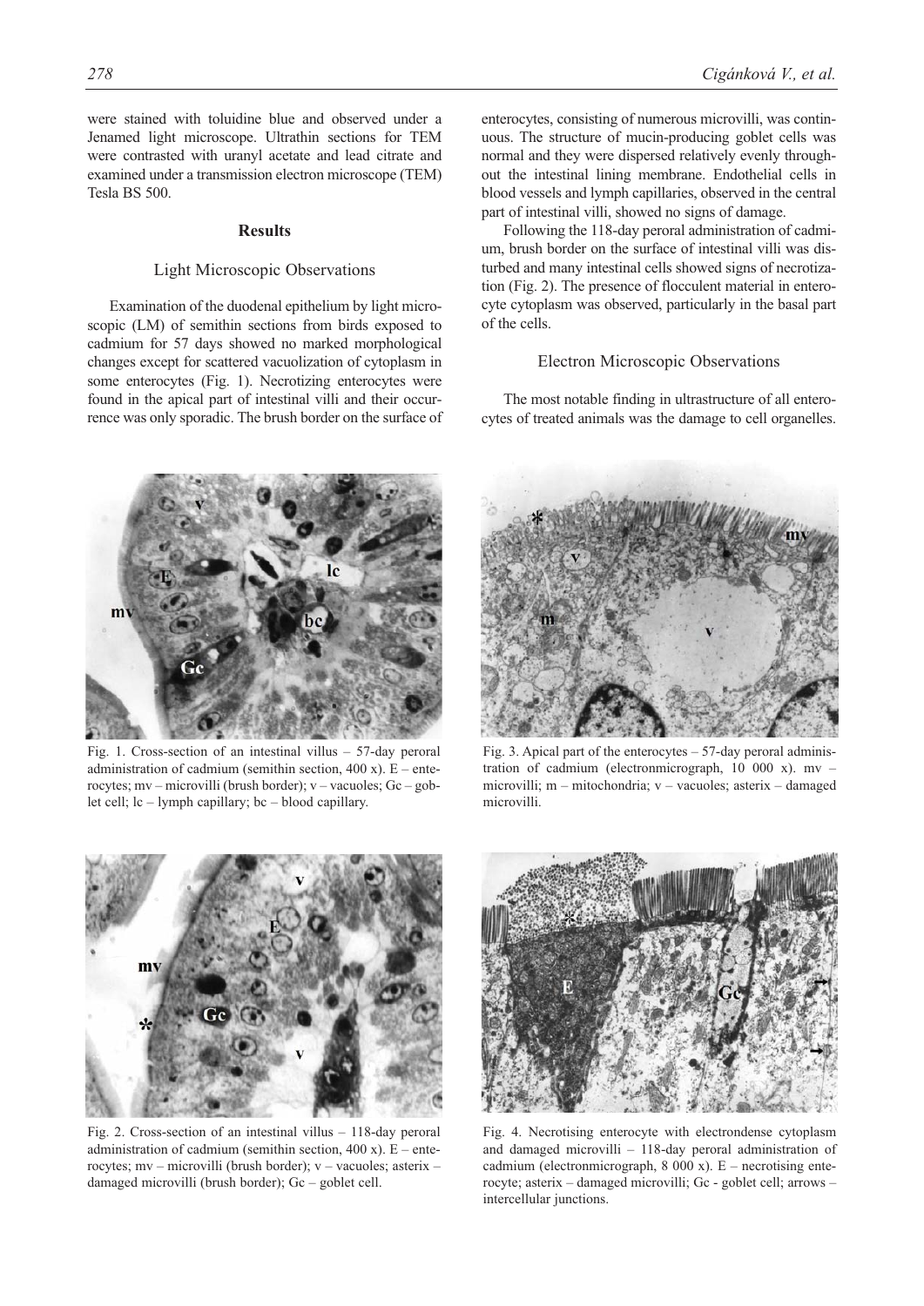were stained with toluidine blue and observed under a Jenamed light microscope. Ultrathin sections for TEM were contrasted with uranyl acetate and lead citrate and examined under a transmission electron microscope (TEM) Tesla BS 500.

## Results

### Light Microscopic Observations

Examination of the duodenal epithelium by light microscopic (LM) of semithin sections from birds exposed to cadmium for 57 days showed no marked morphological changes except for scattered vacuolization of cytoplasm in some enterocytes (Fig. 1). Necrotizing enterocytes were found in the apical part of intestinal villi and their occurrence was only sporadic. The brush border on the surface of enterocytes, consisting of numerous microvilli, was continuous. The structure of mucin-producing goblet cells was normal and they were dispersed relatively evenly throughout the intestinal lining membrane. Endothelial cells in blood vessels and lymph capillaries, observed in the central part of intestinal villi, showed no signs of damage.

Following the 118-day peroral administration of cadmium, brush border on the surface of intestinal villi was disturbed and many intestinal cells showed signs of necrotization (Fig. 2). The presence of flocculent material in enterocyte cytoplasm was observed, particularly in the basal part of the cells.

### Electron Microscopic Observations

The most notable finding in ultrastructure of all enterocytes of treated animals was the damage to cell organelles.

Fig. 1. Cross-section of an intestinal villus – 57-day peroral administration of cadmium (semithin section, 400 x). E – enterocytes; mv – microvilli (brush border); v – vacuoles; Gc – goblet cell; lc – lymph capillary; bc – blood capillary.

Fig. 2. Cross-section of an intestinal villus – 118-day peroral administration of cadmium (semithin section, 400 x). E – enterocytes; mv – microvilli (brush border); v – vacuoles; asterix – damaged microvilli (brush border); Gc – goblet cell.

Fig. 3. Apical part of the enterocytes – 57-day peroral administration of cadmium (electronmicrograph, 10 000 x). mv – microvilli; m – mitochondria; v – vacuoles; asterix – damaged microvilli.

Fig. 4. Necrotising enterocyte with electrondense cytoplasm and damaged microvilli – 118-day peroral administration of cadmium (electronmicrograph, 8 000 x). E – necrotising enterocyte; asterix – damaged microvilli; Gc - goblet cell; arrows – intercellular junctions.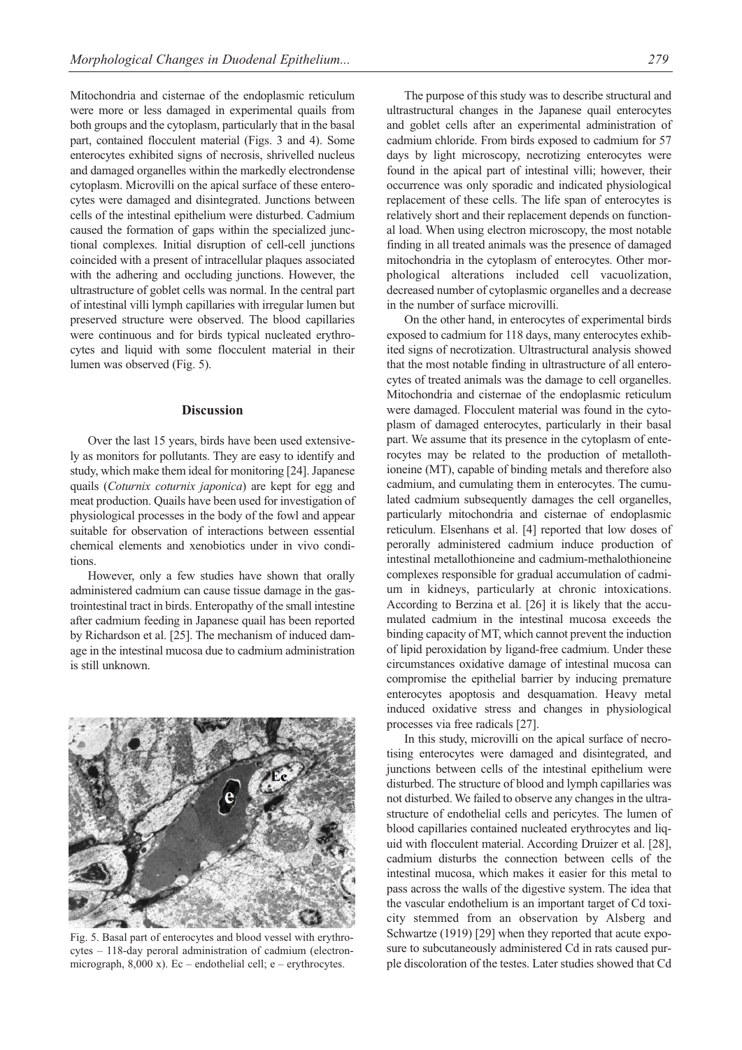Mitochondria and cisternae of the endoplasmic reticulum were more or less damaged in experimental quails from both groups and the cytoplasm, particularly that in the basal part, contained flocculent material (Figs. 3 and 4). Some enterocytes exhibited signs of necrosis, shrivelled nucleus and damaged organelles within the markedly electrondense cytoplasm. Microvilli on the apical surface of these enterocytes were damaged and disintegrated. Junctions between cells of the intestinal epithelium were disturbed. Cadmium caused the formation of gaps within the specialized junctional complexes. Initial disruption of cell-cell junctions coincided with a present of intracellular plaques associated with the adhering and occluding junctions. However, the ultrastructure of goblet cells was normal. In the central part of intestinal villi lymph capillaries with irregular lumen but preserved structure were observed. The blood capillaries were continuous and for birds typical nucleated erythrocytes and liquid with some flocculent material in their lumen was observed (Fig. 5).

## Discussion

Over the last 15 years, birds have been used extensively as monitors for pollutants. They are easy to identify and study, which make them ideal for monitoring [24]. Japanese quails (*Coturnix coturnix japonica*) are kept for egg and meat production. Quails have been used for investigation of physiological processes in the body of the fowl and appear suitable for observation of interactions between essential chemical elements and xenobiotics under in vivo conditions.

However, only a few studies have shown that orally administered cadmium can cause tissue damage in the gastrointestinal tract in birds. Enteropathy of the small intestine after cadmium feeding in Japanese quail has been reported by Richardson et al. [25]. The mechanism of induced damage in the intestinal mucosa due to cadmium administration is still unknown.

Fig. 5. Basal part of enterocytes and blood vessel with erythrocytes – 118-day peroral administration of cadmium (electronmicrograph, 8,000 x). Ec – endothelial cell; e – erythrocytes.

The purpose of this study was to describe structural and ultrastructural changes in the Japanese quail enterocytes and goblet cells after an experimental administration of cadmium chloride. From birds exposed to cadmium for 57 days by light microscopy, necrotizing enterocytes were found in the apical part of intestinal villi; however, their occurrence was only sporadic and indicated physiological replacement of these cells. The life span of enterocytes is relatively short and their replacement depends on functional load. When using electron microscopy, the most notable finding in all treated animals was the presence of damaged mitochondria in the cytoplasm of enterocytes. Other morphological alterations included cell vacuolization, decreased number of cytoplasmic organelles and a decrease in the number of surface microvilli.

On the other hand, in enterocytes of experimental birds exposed to cadmium for 118 days, many enterocytes exhibited signs of necrotization. Ultrastructural analysis showed that the most notable finding in ultrastructure of all enterocytes of treated animals was the damage to cell organelles. Mitochondria and cisternae of the endoplasmic reticulum were damaged. Flocculent material was found in the cytoplasm of damaged enterocytes, particularly in their basal part. We assume that its presence in the cytoplasm of enterocytes may be related to the production of metallothioneine (MT), capable of binding metals and therefore also cadmium, and cumulating them in enterocytes. The cumulated cadmium subsequently damages the cell organelles, particularly mitochondria and cisternae of endoplasmic reticulum. Elsenhans et al. [4] reported that low doses of perorally administered cadmium induce production of intestinal metallothioneine and cadmium-methalothioneine complexes responsible for gradual accumulation of cadmium in kidneys, particularly at chronic intoxications. According to Berzina et al. [26] it is likely that the accumulated cadmium in the intestinal mucosa exceeds the binding capacity of MT, which cannot prevent the induction of lipid peroxidation by ligand-free cadmium. Under these circumstances oxidative damage of intestinal mucosa can compromise the epithelial barrier by inducing premature enterocytes apoptosis and desquamation. Heavy metal induced oxidative stress and changes in physiological processes via free radicals [27].

In this study, microvilli on the apical surface of necrotising enterocytes were damaged and disintegrated, and junctions between cells of the intestinal epithelium were disturbed. The structure of blood and lymph capillaries was not disturbed. We failed to observe any changes in the ultrastructure of endothelial cells and pericytes. The lumen of blood capillaries contained nucleated erythrocytes and liquid with flocculent material. According Druizer et al. [28], cadmium disturbs the connection between cells of the intestinal mucosa, which makes it easier for this metal to pass across the walls of the digestive system. The idea that the vascular endothelium is an important target of Cd toxicity stemmed from an observation by Alsberg and Schwartze (1919) [29] when they reported that acute exposure to subcutaneously administered Cd in rats caused purple discoloration of the testes. Later studies showed that Cd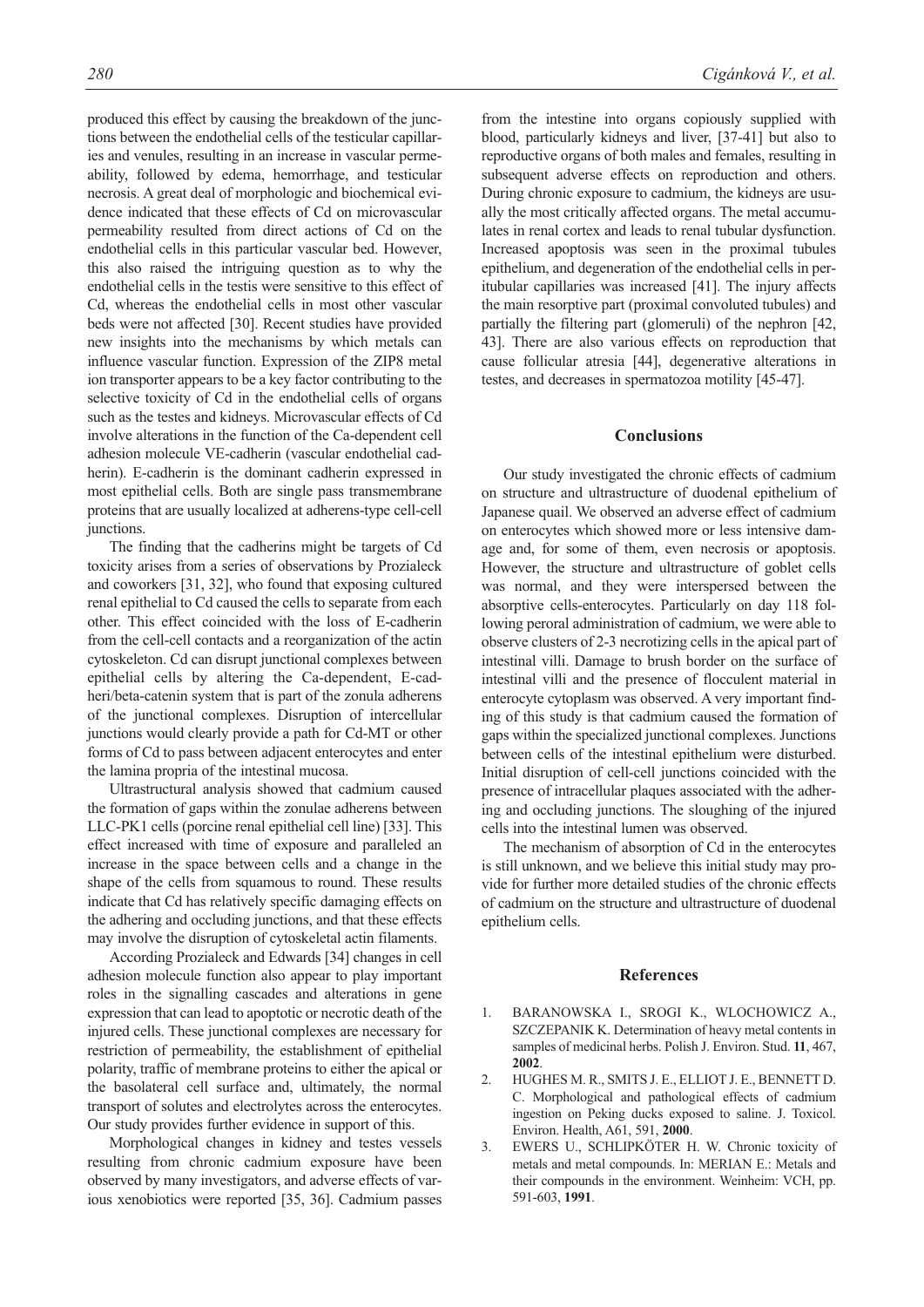produced this effect by causing the breakdown of the junctions between the endothelial cells of the testicular capillaries and venules, resulting in an increase in vascular permeability, followed by edema, hemorrhage, and testicular necrosis. A great deal of morphologic and biochemical evidence indicated that these effects of Cd on microvascular permeability resulted from direct actions of Cd on the endothelial cells in this particular vascular bed. However, this also raised the intriguing question as to why the endothelial cells in the testis were sensitive to this effect of Cd, whereas the endothelial cells in most other vascular beds were not affected [30]. Recent studies have provided new insights into the mechanisms by which metals can influence vascular function. Expression of the ZIP8 metal ion transporter appears to be a key factor contributing to the selective toxicity of Cd in the endothelial cells of organs such as the testes and kidneys. Microvascular effects of Cd involve alterations in the function of the Ca-dependent cell adhesion molecule VE-cadherin (vascular endothelial cadherin). E-cadherin is the dominant cadherin expressed in most epithelial cells. Both are single pass transmembrane proteins that are usually localized at adherens-type cell-cell junctions.

The finding that the cadherins might be targets of Cd toxicity arises from a series of observations by Prozialeck and coworkers [31, 32], who found that exposing cultured renal epithelial to Cd caused the cells to separate from each other. This effect coincided with the loss of E-cadherin from the cell-cell contacts and a reorganization of the actin cytoskeleton. Cd can disrupt junctional complexes between epithelial cells by altering the Ca-dependent, E-cadheri/beta-catenin system that is part of the zonula adherens of the junctional complexes. Disruption of intercellular junctions would clearly provide a path for Cd-MT or other forms of Cd to pass between adjacent enterocytes and enter the lamina propria of the intestinal mucosa.

Ultrastructural analysis showed that cadmium caused the formation of gaps within the zonulae adherens between LLC-PK1 cells (porcine renal epithelial cell line) [33]. This effect increased with time of exposure and paralleled an increase in the space between cells and a change in the shape of the cells from squamous to round. These results indicate that Cd has relatively specific damaging effects on the adhering and occluding junctions, and that these effects may involve the disruption of cytoskeletal actin filaments.

According Prozialeck and Edwards [34] changes in cell adhesion molecule function also appear to play important roles in the signalling cascades and alterations in gene expression that can lead to apoptotic or necrotic death of the injured cells. These junctional complexes are necessary for restriction of permeability, the establishment of epithelial polarity, traffic of membrane proteins to either the apical or the basolateral cell surface and, ultimately, the normal transport of solutes and electrolytes across the enterocytes. Our study provides further evidence in support of this.

Morphological changes in kidney and testes vessels resulting from chronic cadmium exposure have been observed by many investigators, and adverse effects of various xenobiotics were reported [35, 36]. Cadmium passes from the intestine into organs copiously supplied with blood, particularly kidneys and liver, [37-41] but also to reproductive organs of both males and females, resulting in subsequent adverse effects on reproduction and others. During chronic exposure to cadmium, the kidneys are usually the most critically affected organs. The metal accumulates in renal cortex and leads to renal tubular dysfunction. Increased apoptosis was seen in the proximal tubules epithelium, and degeneration of the endothelial cells in peritubular capillaries was increased [41]. The injury affects the main resorptive part (proximal convoluted tubules) and partially the filtering part (glomeruli) of the nephron [42, 43]. There are also various effects on reproduction that cause follicular atresia [44], degenerative alterations in testes, and decreases in spermatozoa motility [45-47].

## Conclusions

Our study investigated the chronic effects of cadmium on structure and ultrastructure of duodenal epithelium of Japanese quail. We observed an adverse effect of cadmium on enterocytes which showed more or less intensive damage and, for some of them, even necrosis or apoptosis. However, the structure and ultrastructure of goblet cells was normal, and they were interspersed between the absorptive cells-enterocytes. Particularly on day 118 following peroral administration of cadmium, we were able to observe clusters of 2-3 necrotizing cells in the apical part of intestinal villi. Damage to brush border on the surface of intestinal villi and the presence of flocculent material in enterocyte cytoplasm was observed. A very important finding of this study is that cadmium caused the formation of gaps within the specialized junctional complexes. Junctions between cells of the intestinal epithelium were disturbed. Initial disruption of cell-cell junctions coincided with the presence of intracellular plaques associated with the adhering and occluding junctions. The sloughing of the injured cells into the intestinal lumen was observed.

The mechanism of absorption of Cd in the enterocytes is still unknown, and we believe this initial study may provide for further more detailed studies of the chronic effects of cadmium on the structure and ultrastructure of duodenal epithelium cells.

## References

1. BARANOWSKA I., SROGI K., WLOCHOWICZ A., SZCZEPANIK K. Determination of heavy metal contents in samples of medicinal herbs. Polish J. Environ. Stud. **11**, 467, **2002**.
2. HUGHES M. R., SMITS J. E., ELLIOT J. E., BENNETT D. C. Morphological and pathological effects of cadmium ingestion on Peking ducks exposed to saline. J. Toxicol. Environ. Health, A61, 591, **2000**.
3. EWERS U., SCHLIPKÖTER H. W. Chronic toxicity of metals and metal compounds. In: MERIAN E.: Metals and their compounds in the environment. Weinheim: VCH, pp. 591-603, **1991**.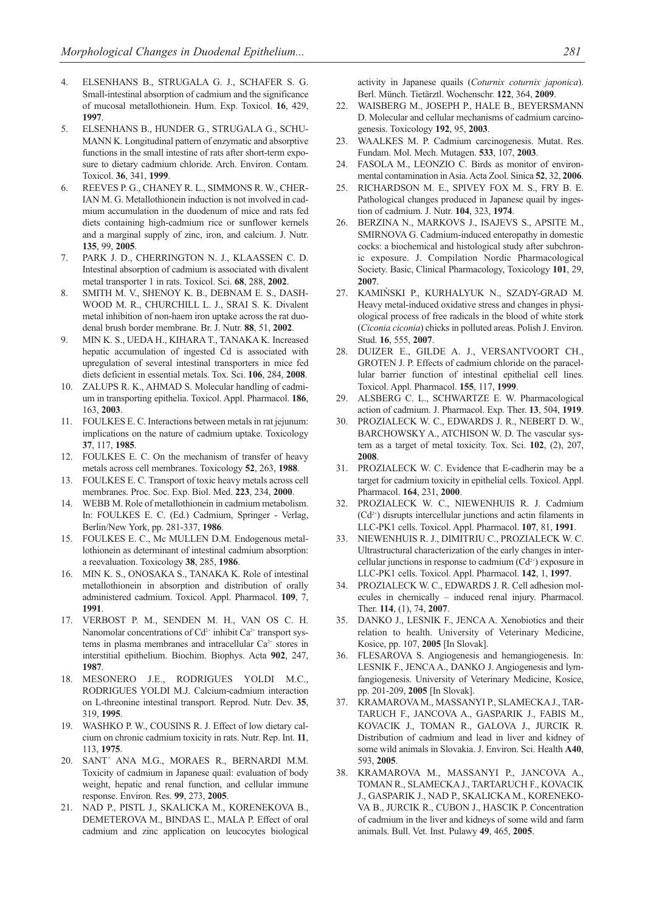4. ELSENHANS B., STRUGALA G. J., SCHAFER S. G. Small-intestinal absorption of cadmium and the significance of mucosal metallothionein. Hum. Exp. Toxicol. **16**, 429, **1997**.
5. ELSENHANS B., HUNDER G., STRUGALA G., SCHUMANN K. Longitudinal pattern of enzymatic and absorptive functions in the small intestine of rats after short-term exposure to dietary cadmium chloride. Arch. Environ. Contam. Toxicol. **36**, 341, **1999**.
6. REEVES P. G., CHANEY R. L., SIMMONS R. W., CHERIAN M. G. Metallothionein induction is not involved in cadmium accumulation in the duodenum of mice and rats fed diets containing high-cadmium rice or sunflower kernels and a marginal supply of zinc, iron, and calcium. J. Nutr. **135**, 99, **2005**.
7. PARK J. D., CHERRINGTON N. J., KLAASSEN C. D. Intestinal absorption of cadmium is associated with divalent metal transporter 1 in rats. Toxicol. Sci. **68**, 288, **2002**.
8. SMITH M. V., SHENOY K. B., DEBNAM E. S., DASHWOOD M. R., CHURCHILL L. J., SRAI S. K. Divalent metal inhibition of non-haem iron uptake across the rat duodenal brush border membrane. Br. J. Nutr. **88**, 51, **2002**.
9. MIN K. S., UEDA H., KIHARA T., TANAKA K. Increased hepatic accumulation of ingested Cd is associated with upregulation of several intestinal transporters in mice fed diets deficient in essential metals. Tox. Sci. **106**, 284, **2008**.
10. ZALUPS R. K., AHMAD S. Molecular handling of cadmium in transporting epithelia. Toxicol. Appl. Pharmacol. **186**, 163, **2003**.
11. FOULKES E. C. Interactions between metals in rat jejunum: implications on the nature of cadmium uptake. Toxicology **37**, 117, **1985**.
12. FOULKES E. C. On the mechanism of transfer of heavy metals across cell membranes. Toxicology **52**, 263, **1988**.
13. FOULKES E. C. Transport of toxic heavy metals across cell membranes. Proc. Soc. Exp. Biol. Med. **223**, 234, **2000**.
14. WEBB M. Role of metallothionein in cadmium metabolism. In: FOULKES E. C. (Ed.) Cadmium, Springer - Verlag, Berlin/New York, pp. 281-337, **1986**.
15. FOULKES E. C., Mc MULLEN D.M. Endogenous metallothionein as determinant of intestinal cadmium absorption: a reevaluation. Toxicology **38**, 285, **1986**.
16. MIN K. S., ONOSAKA S., TANAKA K. Role of intestinal metallothionein in absorption and distribution of orally administered cadmium. Toxicol. Appl. Pharmacol. **109**, 7, **1991**.
17. VERBOST P. M., SENDEN M. H., VAN OS C. H. Nanomolar concentrations of $Cd^{2+}$ inhibit $Ca^{2+}$ transport systems in plasma membranes and intracellular $Ca^{2+}$ stores in interstitial epithelium. Biochim. Biophys. Acta **902**, 247, **1987**.
18. MESONERO J.E., RODRIGUES YOLDI M.C., RODRIGUES YOLDI M.J. Calcium-cadmium interaction on L-threonine intestinal transport. Reprod. Nutr. Dev. **35**, 319, **1995**.
19. WASHKO P. W., COUSINS R. J. Effect of low dietary calcium on chronic cadmium toxicity in rats. Nutr. Rep. Int. **11**, 113, **1975**.
20. SANT´ ANA M.G., MORAES R., BERNARDI M.M. Toxicity of cadmium in Japanese quail: evaluation of body weight, hepatic and renal function, and cellular immune response. Environ. Res. **99**, 273, **2005**.
21. NAD P., PISTL J., SKALICKA M., KORENEKOVA B., DEMETEROVA M., BINDAS Ľ., MALA P. Effect of oral cadmium and zinc application on leucocytes biological activity in Japanese quails (*Coturnix coturnix japonica*). Berl. Münch. Tietärztl. Wochenschr. **122**, 364, **2009**.
22. WAISBERG M., JOSEPH P., HALE B., BEYERSMANN D. Molecular and cellular mechanisms of cadmium carcinogenesis. Toxicology **192**, 95, **2003**.
23. WAALKES M. P. Cadmium carcinogenesis. Mutat. Res. Fundam. Mol. Mech. Mutagen. **533**, 107, **2003**.
24. FASOLA M., LEONZIO C. Birds as monitor of environmental contamination in Asia. Acta Zool. Sinica **52**, 32, **2006**.
25. RICHARDSON M. E., SPIVEY FOX M. S., FRY B. E. Pathological changes produced in Japanese quail by ingestion of cadmium. J. Nutr. **104**, 323, **1974**.
26. BERZINA N., MARKOVS J., ISAJEVS S., APSITE M., SMIRNOVA G. Cadmium-induced enteropathy in domestic cocks: a biochemical and histological study after subchronic exposure. J. Compilation Nordic Pharmacological Society. Basic, Clinical Pharmacology, Toxicology **101**, 29, **2007**.
27. KAMIŃSKI P., KURHALYUK N., SZADY-GRAD M. Heavy metal-induced oxidative stress and changes in physiological process of free radicals in the blood of white stork (*Ciconia ciconia*) chicks in polluted areas. Polish J. Environ. Stud. **16**, 555, **2007**.
28. DUIZER E., GILDE A. J., VERSANTVOORT CH., GROTEN J. P. Effects of cadmium chloride on the paracellular barrier function of intestinal epithelial cell lines. Toxicol. Appl. Pharmacol. **155**, 117, **1999**.
29. ALSBERG C. L., SCHWARTZE E. W. Pharmacological action of cadmium. J. Pharmacol. Exp. Ther. **13**, 504, **1919**.
30. PROZIALECK W. C., EDWARDS J. R., NEBERT D. W., BARCHOWSKY A., ATCHISON W. D. The vascular system as a target of metal toxicity. Tox. Sci. **102**, (2), 207, **2008**.
31. PROZIALECK W. C. Evidence that E-cadherin may be a target for cadmium toxicity in epithelial cells. Toxicol. Appl. Pharmacol. **164**, 231, **2000**.
32. PROZIALECK W. C., NIEWENHUIS R. J. Cadmium ($Cd^{2+}$) disrupts intercellular junctions and actin filaments in LLC-PK1 cells. Toxicol. Appl. Pharmacol. **107**, 81, **1991**.
33. NIEWENHUIS R. J., DIMITRIU C., PROZIALECK W. C. Ultrastructural characterization of the early changes in intercellular junctions in response to cadmium ($Cd^{2+}$) exposure in LLC-PK1 cells. Toxicol. Appl. Pharmacol. **142**, 1, **1997**.
34. PROZIALECK W. C., EDWARDS J. R. Cell adhesion molecules in chemically – induced renal injury. Pharmacol. Ther. **114**, (1), 74, **2007**.
35. DANKO J., LESNIK F., JENCA A. Xenobiotics and their relation to health. University of Veterinary Medicine, Kosice, pp. 107, **2005** [In Slovak].
36. FLESAROVA S. Angiogenesis and hemangiogenesis. In: LESNIK F., JENCA A., DANKO J. Angiogenesis and lymfangiogenesis. University of Veterinary Medicine, Kosice, pp. 201-209, **2005** [In Slovak].
37. KRAMAROVA M., MASSANYI P., SLAMECKA J., TARTARUCH F., JANCOVA A., GASPARIK J., FABIS M., KOVACIK J., TOMAN R., GALOVA J., JURCIK R. Distribution of cadmium and lead in liver and kidney of some wild animals in Slovakia. J. Environ. Sci. Health **A40**, 593, **2005**.
38. KRAMAROVA M., MASSANYI P., JANCOVA A., TOMAN R., SLAMECKA J., TARTARUCH F., KOVACIK J., GASPARIK J., NAD P., SKALICKA M., KORENEKOVA B., JURCIK R., CUBON J., HASCIK P. Concentration of cadmium in the liver and kidneys of some wild and farm animals. Bull. Vet. Inst. Pulawy **49**, 465, **2005**.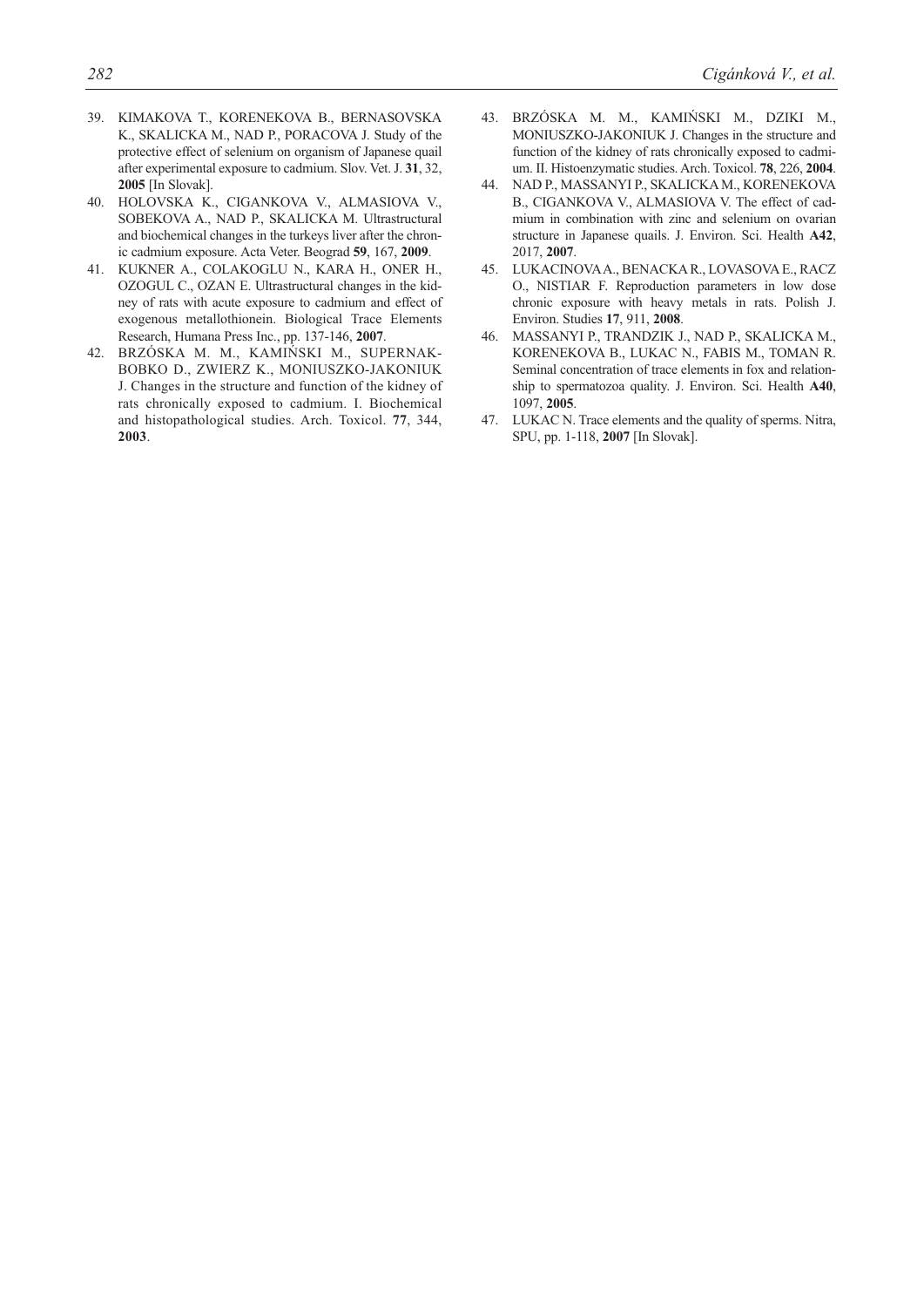39. KIMAKOVA T., KORENEKOVA B., BERNASOVSKA K., SKALICKA M., NAD P., PORACOVA J. Study of the protective effect of selenium on organism of Japanese quail after experimental exposure to cadmium. Slov. Vet. J. **31**, 32, **2005** [In Slovak].
40. HOLOVSKA K., CIGANKOVA V., ALMASIOVA V., SOBEKOVA A., NAD P., SKALICKA M. Ultrastructural and biochemical changes in the turkeys liver after the chronic cadmium exposure. Acta Veter. Beograd **59**, 167, **2009**.
41. KUKNER A., COLAKOGLU N., KARA H., ONER H., OZOGUL C., OZAN E. Ultrastructural changes in the kidney of rats with acute exposure to cadmium and effect of exogenous metallothionein. Biological Trace Elements Research, Humana Press Inc., pp. 137-146, **2007**.
42. BRZÓSKA M. M., KAMIŃSKI M., SUPERNAK-BOBKO D., ZWIERZ K., MONIUSZKO-JAKONIUK J. Changes in the structure and function of the kidney of rats chronically exposed to cadmium. I. Biochemical and histopathological studies. Arch. Toxicol. **77**, 344, **2003**.
43. BRZÓSKA M. M., KAMIŃSKI M., DZIKI M., MONIUSZKO-JAKONIUK J. Changes in the structure and function of the kidney of rats chronically exposed to cadmium. II. Histoenzymatic studies. Arch. Toxicol. **78**, 226, **2004**.
44. NAD P., MASSANYI P., SKALICKA M., KORENEKOVA B., CIGANKOVA V., ALMASIOVA V. The effect of cadmium in combination with zinc and selenium on ovarian structure in Japanese quails. J. Environ. Sci. Health **A42**, 2017, **2007**.
45. LUKACINOVA A., BENACKA R., LOVASOVA E., RACZ O., NISTIAR F. Reproduction parameters in low dose chronic exposure with heavy metals in rats. Polish J. Environ. Studies **17**, 911, **2008**.
46. MASSANYI P., TRANDZIK J., NAD P., SKALICKA M., KORENEKOVA B., LUKAC N., FABIS M., TOMAN R. Seminal concentration of trace elements in fox and relationship to spermatozoa quality. J. Environ. Sci. Health **A40**, 1097, **2005**.
47. LUKAC N. Trace elements and the quality of sperms. Nitra, SPU, pp. 1-118, **2007** [In Slovak].